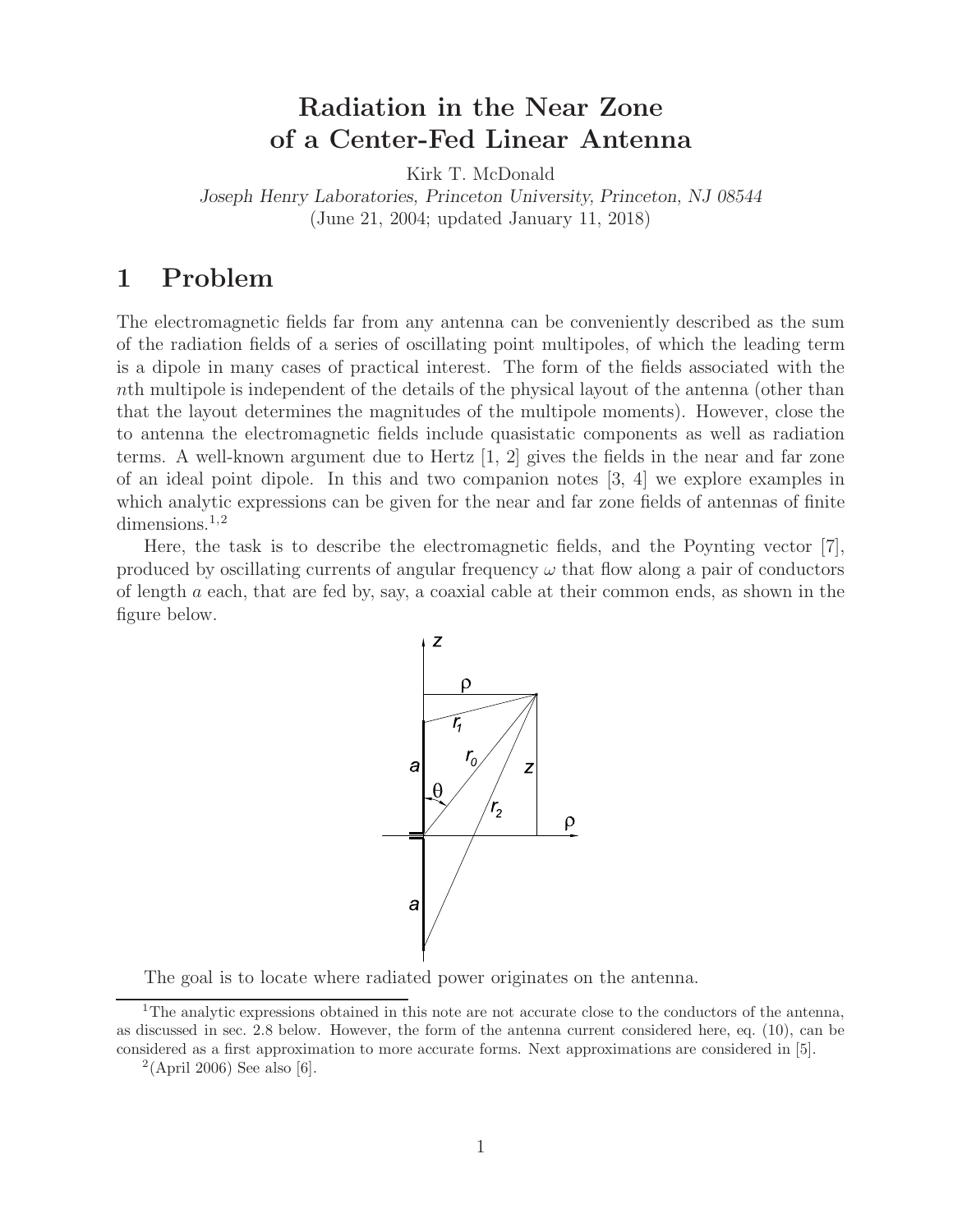# Radiation in the Near Zone of a Center-Fed Linear Antenna

Kirk T. McDonald

*Joseph Henry Laboratories, Princeton University, Princeton, NJ 08544*

(June 21, 2004; updated January 11, 2018)

## 1 Problem

The electromagnetic fields far from any antenna can be conveniently described as the sum of the radiation fields of a series of oscillating point multipoles, of which the leading term is a dipole in many cases of practical interest. The form of the fields associated with the $n$th multipole is independent of the details of the physical layout of the antenna (other than that the layout determines the magnitudes of the multipole moments). However, close the to antenna the electromagnetic fields include quasistatic components as well as radiation terms. A well-known argument due to Hertz [1, 2] gives the fields in the near and far zone of an ideal point dipole. In this and two companion notes [3, 4] we explore examples in which analytic expressions can be given for the near and far zone fields of antennas of finite dimensions.[1,2]

Here, the task is to describe the electromagnetic fields, and the Poynting vector [7], produced by oscillating currents of angular frequency $\omega$ that flow along a pair of conductors of length $a$ each, that are fed by, say, a coaxial cable at their common ends, as shown in the figure below.

The goal is to locate where radiated power originates on the antenna.

[1]The analytic expressions obtained in this note are not accurate close to the conductors of the antenna, as discussed in sec. 2.8 below. However, the form of the antenna current considered here, eq. (10), can be considered as a first approximation to more accurate forms. Next approximations are considered in [5].

[2](April 2006) See also [6].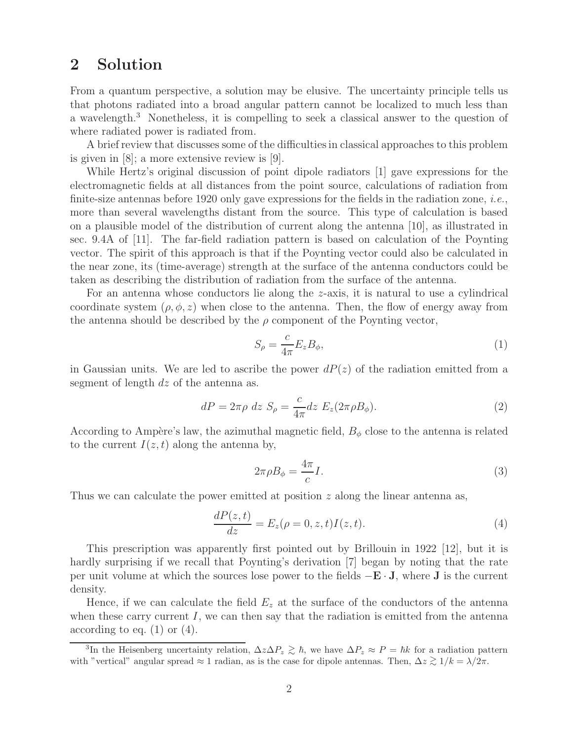## 2 Solution

From a quantum perspective, a solution may be elusive. The uncertainty principle tells us that photons radiated into a broad angular pattern cannot be localized to much less than a wavelength.[3] Nonetheless, it is compelling to seek a classical answer to the question of where radiated power is radiated from.

A brief review that discusses some of the difficulties in classical approaches to this problem is given in [8]; a more extensive review is [9].

While Hertz's original discussion of point dipole radiators [1] gave expressions for the electromagnetic fields at all distances from the point source, calculations of radiation from finite-size antennas before 1920 only gave expressions for the fields in the radiation zone, *i.e.*, more than several wavelengths distant from the source. This type of calculation is based on a plausible model of the distribution of current along the antenna [10], as illustrated in sec. 9.4A of [11]. The far-field radiation pattern is based on calculation of the Poynting vector. The spirit of this approach is that if the Poynting vector could also be calculated in the near zone, its (time-average) strength at the surface of the antenna conductors could be taken as describing the distribution of radiation from the surface of the antenna.

For an antenna whose conductors lie along the $z$-axis, it is natural to use a cylindrical coordinate system $(\rho, \phi, z)$ when close to the antenna. Then, the flow of energy away from the antenna should be described by the $\rho$ component of the Poynting vector,

$$S_\rho = \frac{c}{4\pi} E_z B_\phi, \tag{1}$$

in Gaussian units. We are led to ascribe the power $dP(z)$ of the radiation emitted from a segment of length $dz$ of the antenna as.

$$dP = 2\pi\rho \; dz \; S_\rho = \frac{c}{4\pi} dz \; E_z(2\pi\rho B_\phi). \tag{2}$$

According to Ampère's law, the azimuthal magnetic field, $B_\phi$ close to the antenna is related to the current $I(z,t)$ along the antenna by,

$$2\pi\rho B_\phi = \frac{4\pi}{c} I. \tag{3}$$

Thus we can calculate the power emitted at position $z$ along the linear antenna as,

$$\frac{dP(z,t)}{dz} = E_z(\rho = 0, z, t) I(z,t). \tag{4}$$

This prescription was apparently first pointed out by Brillouin in 1922 [12], but it is hardly surprising if we recall that Poynting's derivation [7] began by noting that the rate per unit volume at which the sources lose power to the fields $-\mathbf{E} \cdot \mathbf{J}$, where $\mathbf{J}$ is the current density.

Hence, if we can calculate the field $E_z$ at the surface of the conductors of the antenna when these carry current $I$, we can then say that the radiation is emitted from the antenna according to eq. (1) or (4).

[3] In the Heisenberg uncertainty relation, $\Delta z \Delta P_z \gtrsim \hbar$, we have $\Delta P_z \approx P = \hbar k$ for a radiation pattern with "vertical" angular spread $\approx 1$ radian, as is the case for dipole antennas. Then, $\Delta z \gtrsim 1/k = \lambda/2\pi$.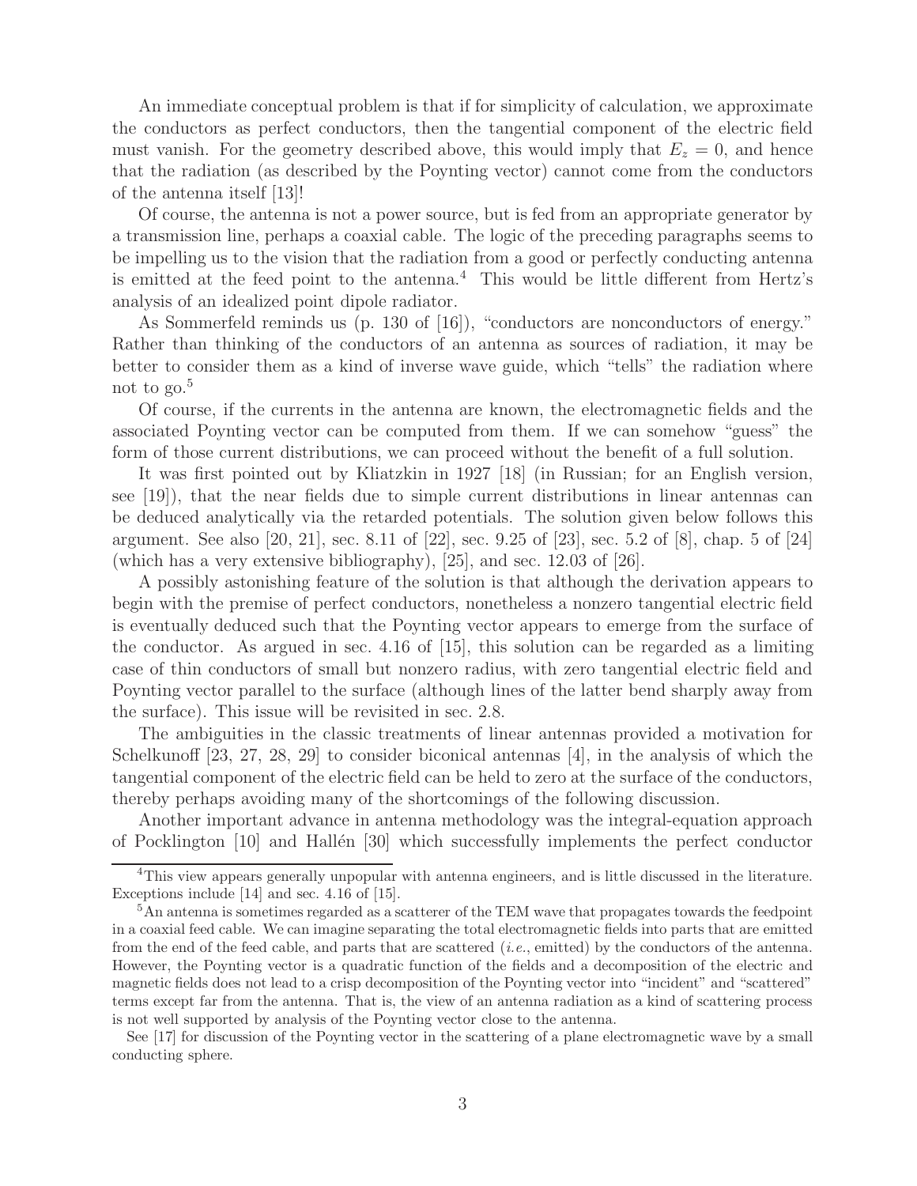An immediate conceptual problem is that if for simplicity of calculation, we approximate the conductors as perfect conductors, then the tangential component of the electric field must vanish. For the geometry described above, this would imply that $E_z = 0$, and hence that the radiation (as described by the Poynting vector) cannot come from the conductors of the antenna itself [13]!

Of course, the antenna is not a power source, but is fed from an appropriate generator by a transmission line, perhaps a coaxial cable. The logic of the preceding paragraphs seems to be impelling us to the vision that the radiation from a good or perfectly conducting antenna is emitted at the feed point to the antenna.[4] This would be little different from Hertz's analysis of an idealized point dipole radiator.

As Sommerfeld reminds us (p. 130 of [16]), "conductors are nonconductors of energy." Rather than thinking of the conductors of an antenna as sources of radiation, it may be better to consider them as a kind of inverse wave guide, which "tells" the radiation where not to go.[5]

Of course, if the currents in the antenna are known, the electromagnetic fields and the associated Poynting vector can be computed from them. If we can somehow "guess" the form of those current distributions, we can proceed without the benefit of a full solution.

It was first pointed out by Kliatzkin in 1927 [18] (in Russian; for an English version, see [19]), that the near fields due to simple current distributions in linear antennas can be deduced analytically via the retarded potentials. The solution given below follows this argument. See also [20, 21], sec. 8.11 of [22], sec. 9.25 of [23], sec. 5.2 of [8], chap. 5 of [24] (which has a very extensive bibliography), [25], and sec. 12.03 of [26].

A possibly astonishing feature of the solution is that although the derivation appears to begin with the premise of perfect conductors, nonetheless a nonzero tangential electric field is eventually deduced such that the Poynting vector appears to emerge from the surface of the conductor. As argued in sec. 4.16 of [15], this solution can be regarded as a limiting case of thin conductors of small but nonzero radius, with zero tangential electric field and Poynting vector parallel to the surface (although lines of the latter bend sharply away from the surface). This issue will be revisited in sec. 2.8.

The ambiguities in the classic treatments of linear antennas provided a motivation for Schelkunoff [23, 27, 28, 29] to consider biconical antennas [4], in the analysis of which the tangential component of the electric field can be held to zero at the surface of the conductors, thereby perhaps avoiding many of the shortcomings of the following discussion.

Another important advance in antenna methodology was the integral-equation approach of Pocklington [10] and Hallén [30] which successfully implements the perfect conductor

---

[4] This view appears generally unpopular with antenna engineers, and is little discussed in the literature. Exceptions include [14] and sec. 4.16 of [15].

[5] An antenna is sometimes regarded as a scatterer of the TEM wave that propagates towards the feedpoint in a coaxial feed cable. We can imagine separating the total electromagnetic fields into parts that are emitted from the end of the feed cable, and parts that are scattered (*i.e.*, emitted) by the conductors of the antenna. However, the Poynting vector is a quadratic function of the fields and a decomposition of the electric and magnetic fields does not lead to a crisp decomposition of the Poynting vector into "incident" and "scattered" terms except far from the antenna. That is, the view of an antenna radiation as a kind of scattering process is not well supported by analysis of the Poynting vector close to the antenna.

See [17] for discussion of the Poynting vector in the scattering of a plane electromagnetic wave by a small conducting sphere.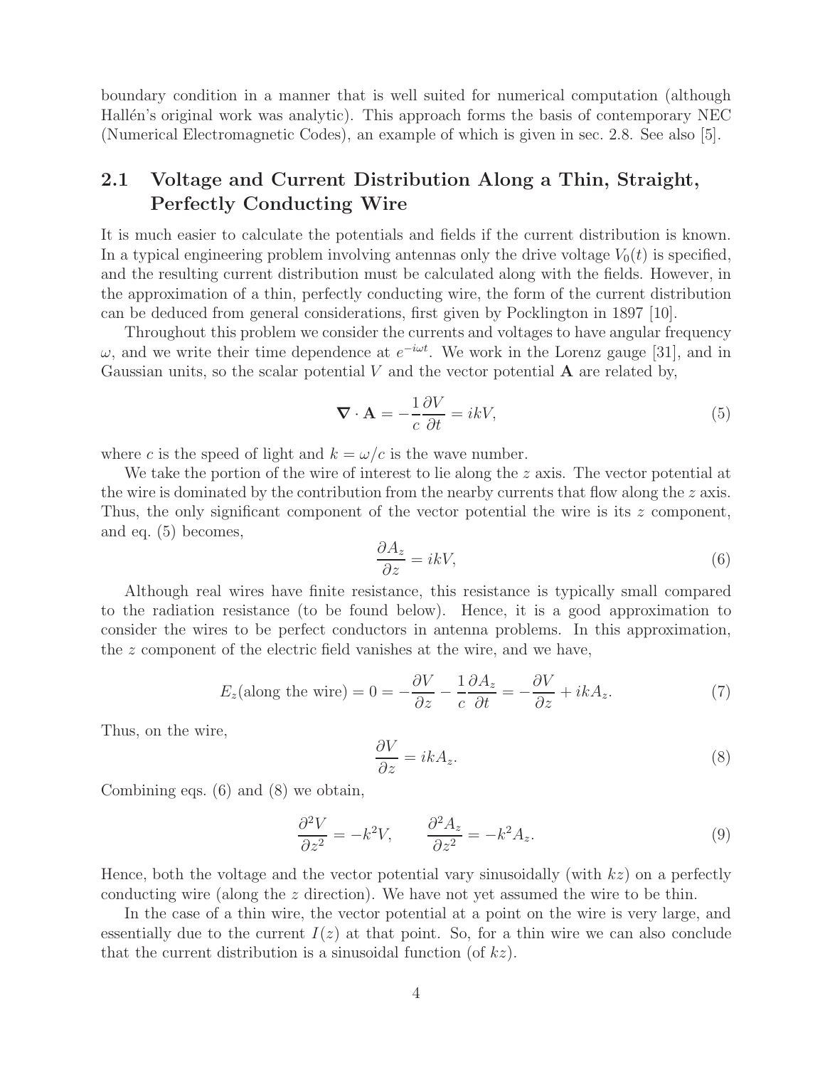boundary condition in a manner that is well suited for numerical computation (although Hallén's original work was analytic). This approach forms the basis of contemporary NEC (Numerical Electromagnetic Codes), an example of which is given in sec. 2.8. See also [5].

## 2.1 Voltage and Current Distribution Along a Thin, Straight, Perfectly Conducting Wire

It is much easier to calculate the potentials and fields if the current distribution is known. In a typical engineering problem involving antennas only the drive voltage $V_0(t)$ is specified, and the resulting current distribution must be calculated along with the fields. However, in the approximation of a thin, perfectly conducting wire, the form of the current distribution can be deduced from general considerations, first given by Pocklington in 1897 [10].

Throughout this problem we consider the currents and voltages to have angular frequency $\omega$, and we write their time dependence at $e^{-i\omega t}$. We work in the Lorenz gauge [31], and in Gaussian units, so the scalar potential $V$ and the vector potential $\mathbf{A}$ are related by,

$$\boldsymbol{\nabla} \cdot \mathbf{A} = -\frac{1}{c}\frac{\partial V}{\partial t} = ikV, \tag{5}$$

where $c$ is the speed of light and $k = \omega/c$ is the wave number.

We take the portion of the wire of interest to lie along the $z$ axis. The vector potential at the wire is dominated by the contribution from the nearby currents that flow along the $z$ axis. Thus, the only significant component of the vector potential the wire is its $z$ component, and eq. (5) becomes,

$$\frac{\partial A_z}{\partial z} = ikV, \tag{6}$$

Although real wires have finite resistance, this resistance is typically small compared to the radiation resistance (to be found below). Hence, it is a good approximation to consider the wires to be perfect conductors in antenna problems. In this approximation, the $z$ component of the electric field vanishes at the wire, and we have,

$$E_z(\text{along the wire}) = 0 = -\frac{\partial V}{\partial z} - \frac{1}{c}\frac{\partial A_z}{\partial t} = -\frac{\partial V}{\partial z} + ikA_z. \tag{7}$$

Thus, on the wire,

$$\frac{\partial V}{\partial z} = ikA_z. \tag{8}$$

Combining eqs. (6) and (8) we obtain,

$$\frac{\partial^2 V}{\partial z^2} = -k^2 V, \qquad \frac{\partial^2 A_z}{\partial z^2} = -k^2 A_z. \tag{9}$$

Hence, both the voltage and the vector potential vary sinusoidally (with $kz$) on a perfectly conducting wire (along the $z$ direction). We have not yet assumed the wire to be thin.

In the case of a thin wire, the vector potential at a point on the wire is very large, and essentially due to the current $I(z)$ at that point. So, for a thin wire we can also conclude that the current distribution is a sinusoidal function (of $kz$).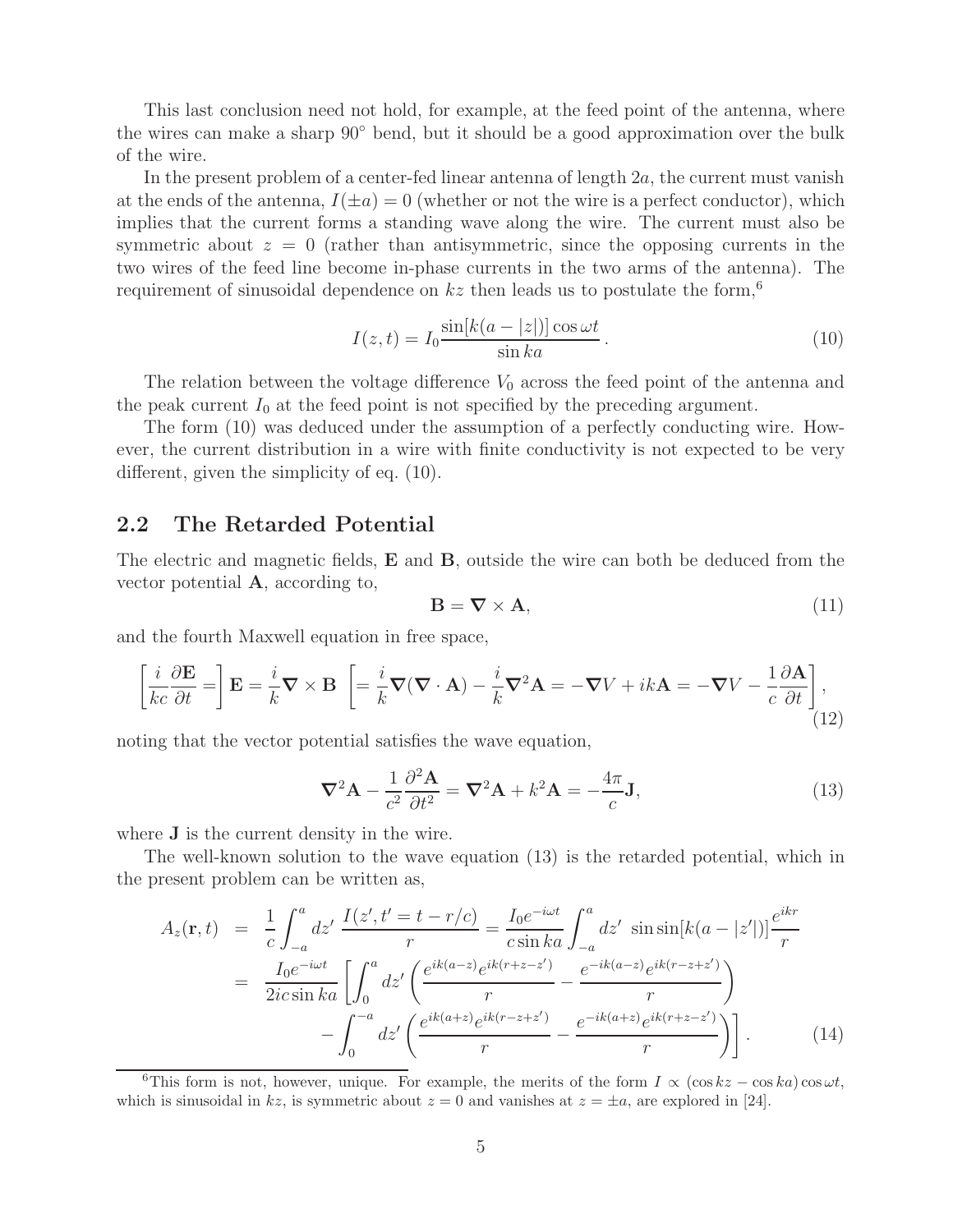This last conclusion need not hold, for example, at the feed point of the antenna, where the wires can make a sharp 90° bend, but it should be a good approximation over the bulk of the wire.

In the present problem of a center-fed linear antenna of length $2a$, the current must vanish at the ends of the antenna, $I(\pm a) = 0$ (whether or not the wire is a perfect conductor), which implies that the current forms a standing wave along the wire. The current must also be symmetric about $z = 0$ (rather than antisymmetric, since the opposing currents in the two wires of the feed line become in-phase currents in the two arms of the antenna). The requirement of sinusoidal dependence on $kz$ then leads us to postulate the form,[6]

$$I(z,t) = I_0 \frac{\sin[k(a - |z|)] \cos \omega t}{\sin ka} . \tag{10}$$

The relation between the voltage difference $V_0$ across the feed point of the antenna and the peak current $I_0$ at the feed point is not specified by the preceding argument.

The form (10) was deduced under the assumption of a perfectly conducting wire. However, the current distribution in a wire with finite conductivity is not expected to be very different, given the simplicity of eq. (10).

## 2.2 The Retarded Potential

The electric and magnetic fields, $\mathbf{E}$ and $\mathbf{B}$, outside the wire can both be deduced from the vector potential $\mathbf{A}$, according to,

$$\mathbf{B} = \boldsymbol{\nabla} \times \mathbf{A}, \tag{11}$$

and the fourth Maxwell equation in free space,

$$\left[ \frac{i}{kc} \frac{\partial \mathbf{E}}{\partial t} = \right] \mathbf{E} = \frac{i}{k} \boldsymbol{\nabla} \times \mathbf{B} \ \left[ = \frac{i}{k} \boldsymbol{\nabla}(\boldsymbol{\nabla} \cdot \mathbf{A}) - \frac{i}{k} \boldsymbol{\nabla}^2 \mathbf{A} = -\boldsymbol{\nabla} V + ik\mathbf{A} = -\boldsymbol{\nabla} V - \frac{1}{c} \frac{\partial \mathbf{A}}{\partial t} \right], \tag{12}$$

noting that the vector potential satisfies the wave equation,

$$\boldsymbol{\nabla}^2 \mathbf{A} - \frac{1}{c^2} \frac{\partial^2 \mathbf{A}}{\partial t^2} = \boldsymbol{\nabla}^2 \mathbf{A} + k^2 \mathbf{A} = -\frac{4\pi}{c} \mathbf{J}, \tag{13}$$

where $\mathbf{J}$ is the current density in the wire.

The well-known solution to the wave equation (13) is the retarded potential, which in the present problem can be written as,

$$\begin{aligned} A_z(\mathbf{r}, t) &= \frac{1}{c} \int_{-a}^{a} dz' \ \frac{I(z', t' = t - r/c)}{r} = \frac{I_0 e^{-i\omega t}}{c \sin ka} \int_{-a}^{a} dz' \ \sin \sin[k(a - |z'|)] \frac{e^{ikr}}{r} \\ &= \frac{I_0 e^{-i\omega t}}{2ic \sin ka} \left[ \int_0^a dz' \left( \frac{e^{ik(a-z)} e^{ik(r+z-z')}}{r} - \frac{e^{-ik(a-z)} e^{ik(r-z+z')}}{r} \right) \right. \\ &\qquad \left. - \int_0^{-a} dz' \left( \frac{e^{ik(a+z)} e^{ik(r-z+z')}}{r} - \frac{e^{-ik(a+z)} e^{ik(r+z-z')}}{r} \right) \right] . \end{aligned} \tag{14}$$

[6]This form is not, however, unique. For example, the merits of the form $I \propto (\cos kz - \cos ka) \cos \omega t$, which is sinusoidal in $kz$, is symmetric about $z = 0$ and vanishes at $z = \pm a$, are explored in [24].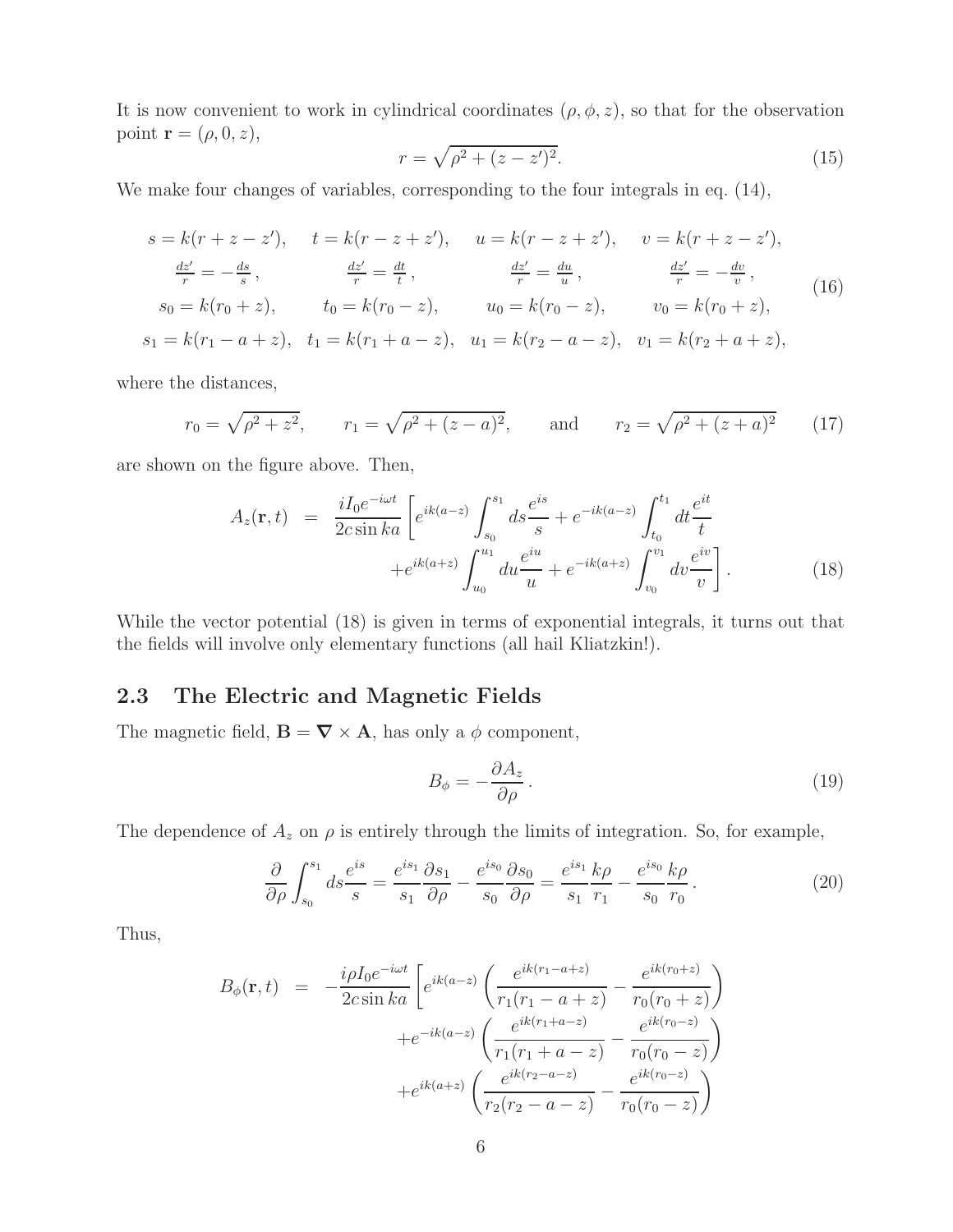It is now convenient to work in cylindrical coordinates $(\rho, \phi, z)$, so that for the observation point $\mathbf{r} = (\rho, 0, z)$,

$$r = \sqrt{\rho^2 + (z - z')^2}. \tag{15}$$

We make four changes of variables, corresponding to the four integrals in eq. (14),

$$\begin{array}{cccc}
s = k(r + z - z'), & t = k(r - z + z'), & u = k(r - z + z'), & v = k(r + z - z'), \\
\frac{dz'}{r} = -\frac{ds}{s}, & \frac{dz'}{r} = \frac{dt}{t}, & \frac{dz'}{r} = \frac{du}{u}, & \frac{dz'}{r} = -\frac{dv}{v}, \\
s_0 = k(r_0 + z), & t_0 = k(r_0 - z), & u_0 = k(r_0 - z), & v_0 = k(r_0 + z), \\
s_1 = k(r_1 - a + z), & t_1 = k(r_1 + a - z), & u_1 = k(r_2 - a - z), & v_1 = k(r_2 + a + z),
\end{array} \tag{16}$$

where the distances,

$$r_0 = \sqrt{\rho^2 + z^2}, \qquad r_1 = \sqrt{\rho^2 + (z - a)^2}, \qquad \text{and} \qquad r_2 = \sqrt{\rho^2 + (z + a)^2} \tag{17}$$

are shown on the figure above. Then,

$$\begin{aligned}
A_z(\mathbf{r}, t) &= \frac{i I_0 e^{-i\omega t}}{2c \sin ka} \left[ e^{ik(a-z)} \int_{s_0}^{s_1} ds \frac{e^{is}}{s} + e^{-ik(a-z)} \int_{t_0}^{t_1} dt \frac{e^{it}}{t} \right. \\
&\qquad \left. + e^{ik(a+z)} \int_{u_0}^{u_1} du \frac{e^{iu}}{u} + e^{-ik(a+z)} \int_{v_0}^{v_1} dv \frac{e^{iv}}{v} \right].
\end{aligned} \tag{18}$$

While the vector potential (18) is given in terms of exponential integrals, it turns out that the fields will involve only elementary functions (all hail Kliatzkin!).

## 2.3 The Electric and Magnetic Fields

The magnetic field, $\mathbf{B} = \nabla \times \mathbf{A}$, has only a $\phi$ component,

$$B_\phi = -\frac{\partial A_z}{\partial \rho}. \tag{19}$$

The dependence of $A_z$ on $\rho$ is entirely through the limits of integration. So, for example,

$$\frac{\partial}{\partial \rho} \int_{s_0}^{s_1} ds \frac{e^{is}}{s} = \frac{e^{is_1}}{s_1} \frac{\partial s_1}{\partial \rho} - \frac{e^{is_0}}{s_0} \frac{\partial s_0}{\partial \rho} = \frac{e^{is_1}}{s_1} \frac{k\rho}{r_1} - \frac{e^{is_0}}{s_0} \frac{k\rho}{r_0}. \tag{20}$$

Thus,

$$\begin{aligned}
B_\phi(\mathbf{r}, t) &= -\frac{i\rho I_0 e^{-i\omega t}}{2c \sin ka} \left[ e^{ik(a-z)} \left( \frac{e^{ik(r_1 - a + z)}}{r_1(r_1 - a + z)} - \frac{e^{ik(r_0 + z)}}{r_0(r_0 + z)} \right) \right. \\
&\qquad + e^{-ik(a-z)} \left( \frac{e^{ik(r_1 + a - z)}}{r_1(r_1 + a - z)} - \frac{e^{ik(r_0 - z)}}{r_0(r_0 - z)} \right) \\
&\qquad + e^{ik(a+z)} \left( \frac{e^{ik(r_2 - a - z)}}{r_2(r_2 - a - z)} - \frac{e^{ik(r_0 - z)}}{r_0(r_0 - z)} \right)
\end{aligned}$$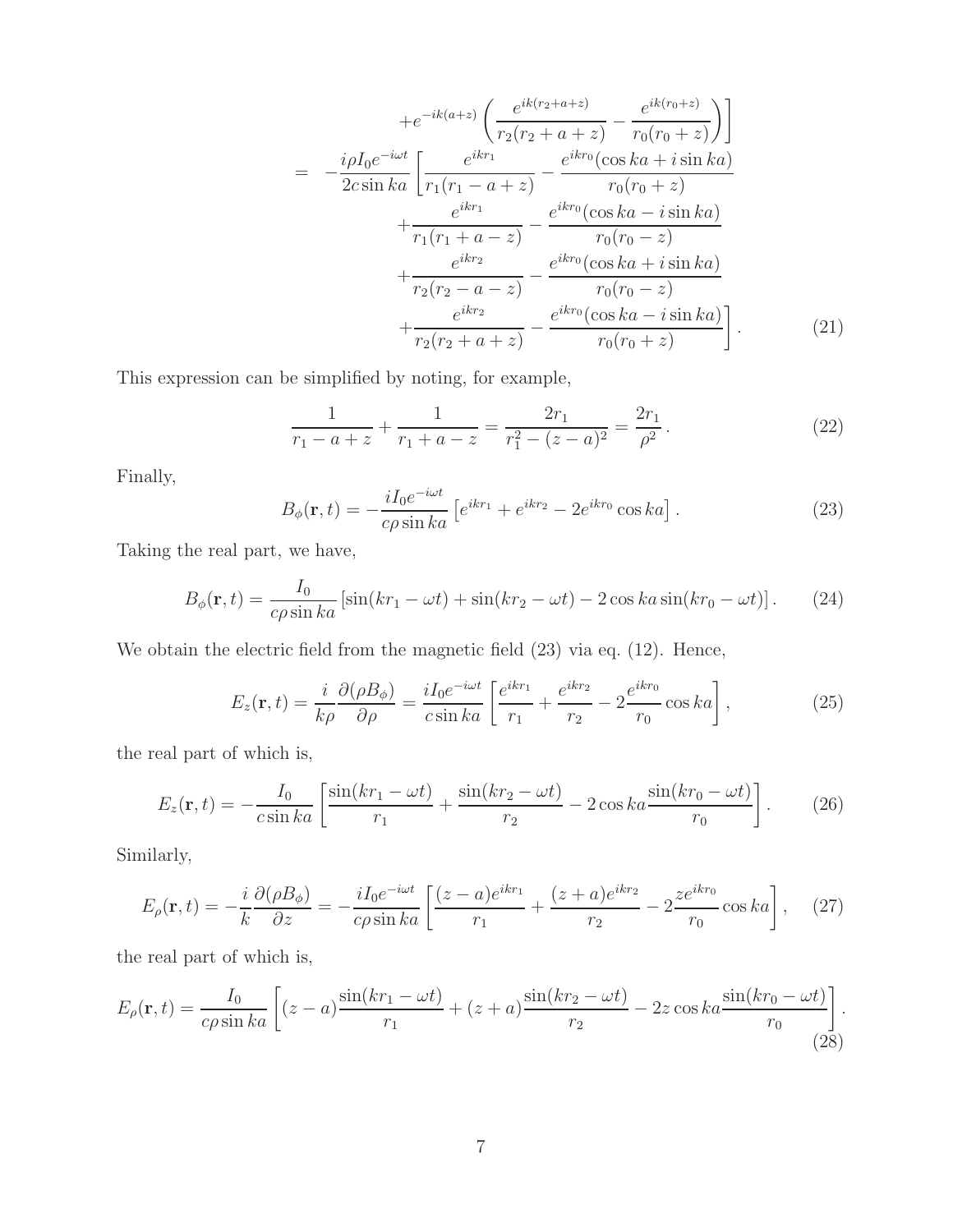$$
\begin{aligned}
&\qquad\qquad +e^{-ik(a+z)}\left(\frac{e^{ik(r_2+a+z)}}{r_2(r_2+a+z)}-\frac{e^{ik(r_0+z)}}{r_0(r_0+z)}\right)\Bigg] \\
&= -\frac{i\rho I_0 e^{-i\omega t}}{2c\sin ka}\left[\frac{e^{ikr_1}}{r_1(r_1-a+z)}-\frac{e^{ikr_0}(\cos ka+i\sin ka)}{r_0(r_0+z)}\right. \\
&\qquad +\frac{e^{ikr_1}}{r_1(r_1+a-z)}-\frac{e^{ikr_0}(\cos ka-i\sin ka)}{r_0(r_0-z)} \\
&\qquad +\frac{e^{ikr_2}}{r_2(r_2-a-z)}-\frac{e^{ikr_0}(\cos ka+i\sin ka)}{r_0(r_0-z)} \\
&\qquad \left.+\frac{e^{ikr_2}}{r_2(r_2+a+z)}-\frac{e^{ikr_0}(\cos ka-i\sin ka)}{r_0(r_0+z)}\right]. \qquad (21)
\end{aligned}
$$

This expression can be simplified by noting, for example,

$$
\frac{1}{r_1-a+z}+\frac{1}{r_1+a-z}=\frac{2r_1}{r_1^2-(z-a)^2}=\frac{2r_1}{\rho^2}. \qquad (22)
$$

Finally,

$$
B_\phi(\mathbf{r},t)=-\frac{iI_0 e^{-i\omega t}}{c\rho\sin ka}\left[e^{ikr_1}+e^{ikr_2}-2e^{ikr_0}\cos ka\right]. \qquad (23)
$$

Taking the real part, we have,

$$
B_\phi(\mathbf{r},t)=\frac{I_0}{c\rho\sin ka}\left[\sin(kr_1-\omega t)+\sin(kr_2-\omega t)-2\cos ka\sin(kr_0-\omega t)\right]. \qquad (24)
$$

We obtain the electric field from the magnetic field (23) via eq. (12). Hence,

$$
E_z(\mathbf{r},t)=\frac{i}{k\rho}\frac{\partial(\rho B_\phi)}{\partial\rho}=\frac{iI_0 e^{-i\omega t}}{c\sin ka}\left[\frac{e^{ikr_1}}{r_1}+\frac{e^{ikr_2}}{r_2}-2\frac{e^{ikr_0}}{r_0}\cos ka\right], \qquad (25)
$$

the real part of which is,

$$
E_z(\mathbf{r},t)=-\frac{I_0}{c\sin ka}\left[\frac{\sin(kr_1-\omega t)}{r_1}+\frac{\sin(kr_2-\omega t)}{r_2}-2\cos ka\frac{\sin(kr_0-\omega t)}{r_0}\right]. \qquad (26)
$$

Similarly,

$$
E_\rho(\mathbf{r},t)=-\frac{i}{k}\frac{\partial(\rho B_\phi)}{\partial z}=-\frac{iI_0 e^{-i\omega t}}{c\rho\sin ka}\left[\frac{(z-a)e^{ikr_1}}{r_1}+\frac{(z+a)e^{ikr_2}}{r_2}-2\frac{ze^{ikr_0}}{r_0}\cos ka\right], \qquad (27)
$$

the real part of which is,

$$
E_\rho(\mathbf{r},t)=\frac{I_0}{c\rho\sin ka}\left[(z-a)\frac{\sin(kr_1-\omega t)}{r_1}+(z+a)\frac{\sin(kr_2-\omega t)}{r_2}-2z\cos ka\frac{\sin(kr_0-\omega t)}{r_0}\right]. \qquad (28)
$$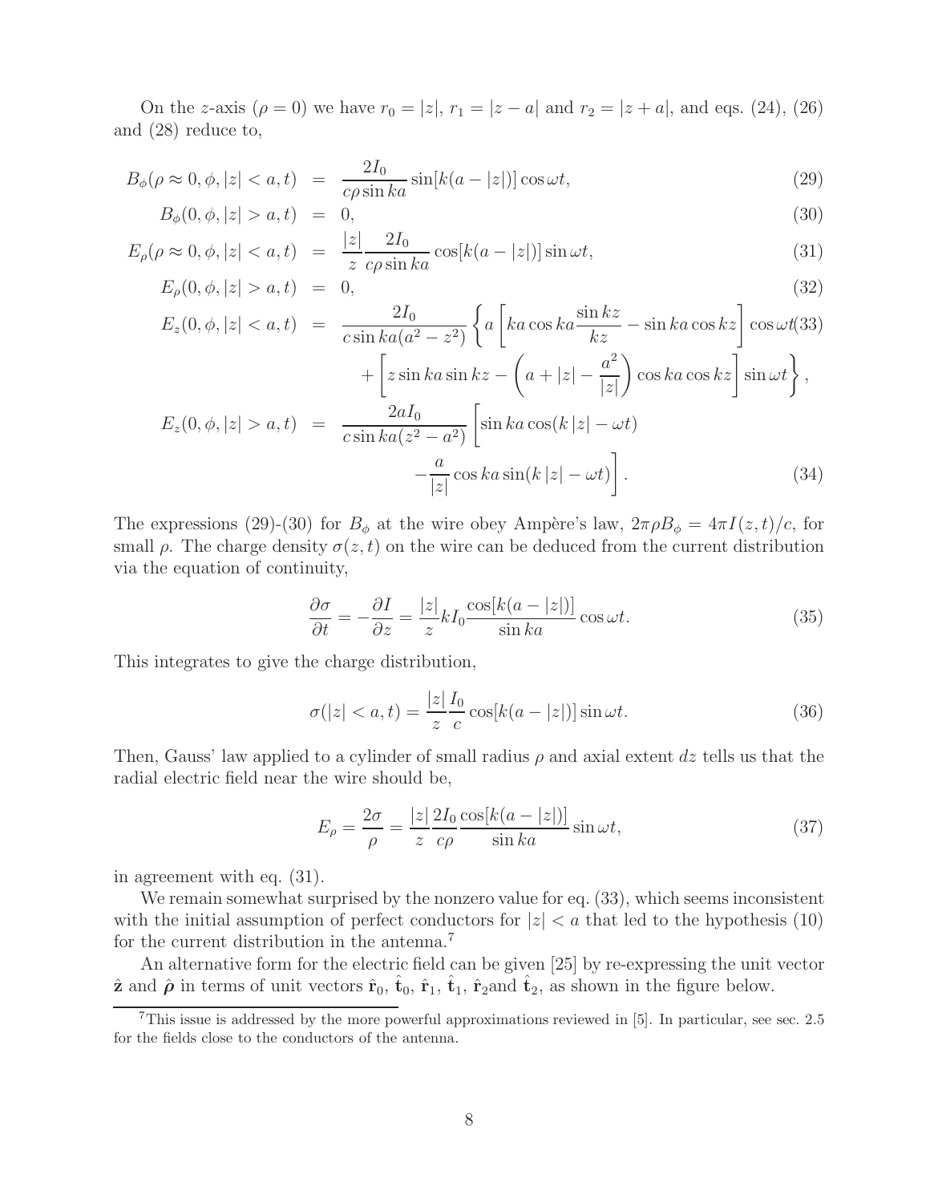On the $z$-axis ($\rho = 0$) we have $r_0 = |z|$, $r_1 = |z - a|$ and $r_2 = |z + a|$, and eqs. (24), (26) and (28) reduce to,

$$
B_\phi(\rho \approx 0, \phi, |z| < a, t) = \frac{2I_0}{c\rho \sin ka} \sin[k(a - |z|)] \cos \omega t, \tag{29}
$$

$$
B_\phi(0, \phi, |z| > a, t) = 0, \tag{30}
$$

$$
E_\rho(\rho \approx 0, \phi, |z| < a, t) = \frac{|z|}{z} \frac{2I_0}{c\rho \sin ka} \cos[k(a - |z|)] \sin \omega t, \tag{31}
$$

$$
E_\rho(0, \phi, |z| > a, t) = 0, \tag{32}
$$

$$
\begin{aligned}
E_z(0, \phi, |z| < a, t) = \frac{2I_0}{c \sin ka (a^2 - z^2)} \Bigg\{ & a \left[ ka \cos ka \frac{\sin kz}{kz} - \sin ka \cos kz \right] \cos \omega t \\
& + \left[ z \sin ka \sin kz - \left( a + |z| - \frac{a^2}{|z|} \right) \cos ka \cos kz \right] \sin \omega t \Bigg\},
\end{aligned} \tag{33}
$$

$$
\begin{aligned}
E_z(0, \phi, |z| > a, t) = \frac{2aI_0}{c \sin ka (z^2 - a^2)} \Bigg[ & \sin ka \cos(k\,|z| - \omega t) \\
& - \frac{a}{|z|} \cos ka \sin(k\,|z| - \omega t) \Bigg].
\end{aligned} \tag{34}
$$

The expressions (29)-(30) for $B_\phi$ at the wire obey Ampère's law, $2\pi\rho B_\phi = 4\pi I(z,t)/c$, for small $\rho$. The charge density $\sigma(z,t)$ on the wire can be deduced from the current distribution via the equation of continuity,

$$
\frac{\partial \sigma}{\partial t} = -\frac{\partial I}{\partial z} = \frac{|z|}{z} k I_0 \frac{\cos[k(a - |z|)]}{\sin ka} \cos \omega t. \tag{35}
$$

This integrates to give the charge distribution,

$$
\sigma(|z| < a, t) = \frac{|z|}{z} \frac{I_0}{c} \cos[k(a - |z|)] \sin \omega t. \tag{36}
$$

Then, Gauss' law applied to a cylinder of small radius $\rho$ and axial extent $dz$ tells us that the radial electric field near the wire should be,

$$
E_\rho = \frac{2\sigma}{\rho} = \frac{|z|}{z} \frac{2I_0}{c\rho} \frac{\cos[k(a - |z|)]}{\sin ka} \sin \omega t, \tag{37}
$$

in agreement with eq. (31).

We remain somewhat surprised by the nonzero value for eq. (33), which seems inconsistent with the initial assumption of perfect conductors for $|z| < a$ that led to the hypothesis (10) for the current distribution in the antenna.[7]

An alternative form for the electric field can be given [25] by re-expressing the unit vector $\hat{\mathbf{z}}$ and $\hat{\boldsymbol{\rho}}$ in terms of unit vectors $\hat{\mathbf{r}}_0$, $\hat{\mathbf{t}}_0$, $\hat{\mathbf{r}}_1$, $\hat{\mathbf{t}}_1$, $\hat{\mathbf{r}}_2$and $\hat{\mathbf{t}}_2$, as shown in the figure below.

---

[7] This issue is addressed by the more powerful approximations reviewed in [5]. In particular, see sec. 2.5 for the fields close to the conductors of the antenna.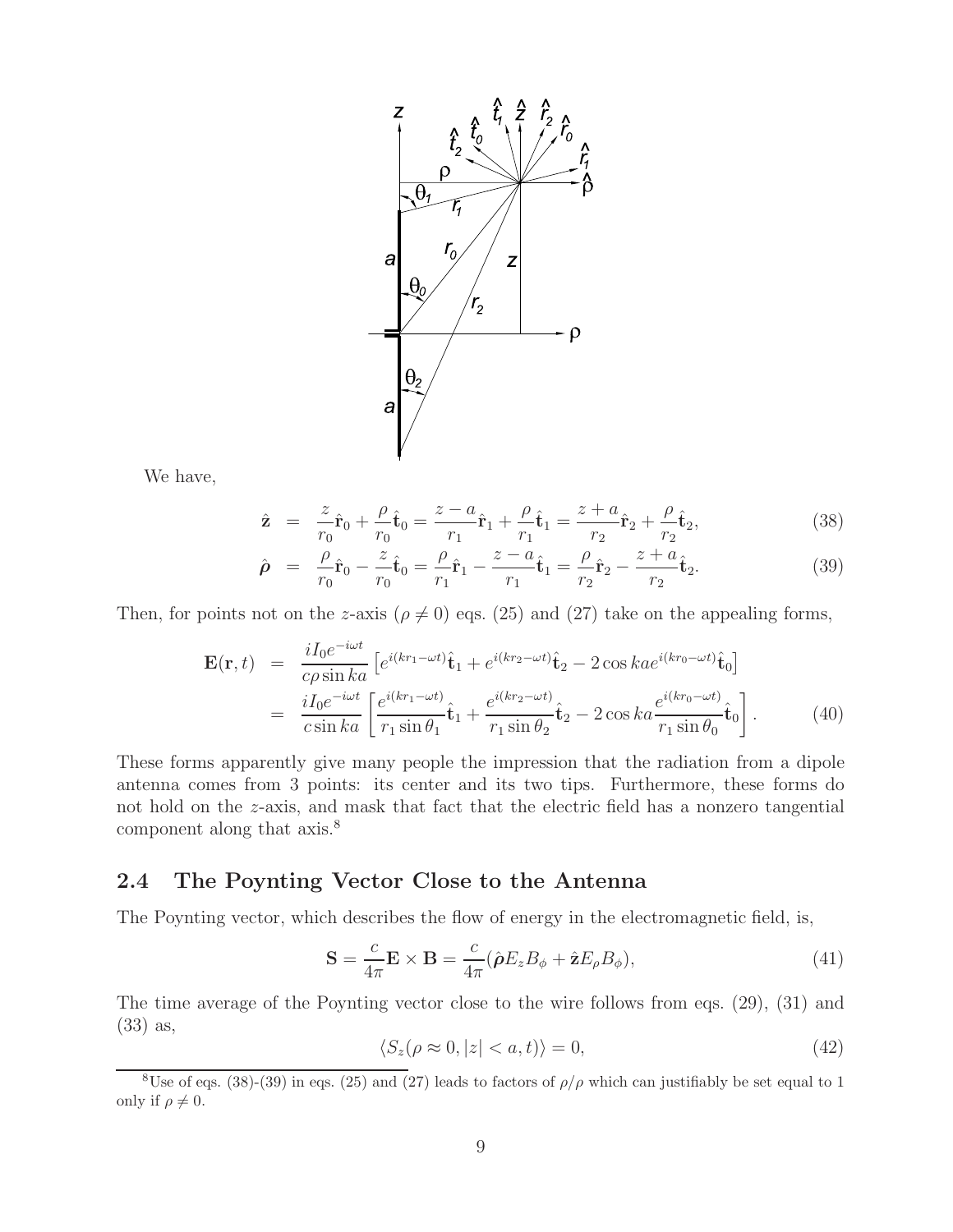We have,

$$\hat{\mathbf{z}} = \frac{z}{r_0}\hat{\mathbf{r}}_0 + \frac{\rho}{r_0}\hat{\mathbf{t}}_0 = \frac{z-a}{r_1}\hat{\mathbf{r}}_1 + \frac{\rho}{r_1}\hat{\mathbf{t}}_1 = \frac{z+a}{r_2}\hat{\mathbf{r}}_2 + \frac{\rho}{r_2}\hat{\mathbf{t}}_2, \tag{38}$$

$$\hat{\boldsymbol{\rho}} = \frac{\rho}{r_0}\hat{\mathbf{r}}_0 - \frac{z}{r_0}\hat{\mathbf{t}}_0 = \frac{\rho}{r_1}\hat{\mathbf{r}}_1 - \frac{z-a}{r_1}\hat{\mathbf{t}}_1 = \frac{\rho}{r_2}\hat{\mathbf{r}}_2 - \frac{z+a}{r_2}\hat{\mathbf{t}}_2. \tag{39}$$

Then, for points not on the $z$-axis ($\rho \neq 0$) eqs. (25) and (27) take on the appealing forms,

$$\begin{aligned}
\mathbf{E}(\mathbf{r},t) &= \frac{iI_0 e^{-i\omega t}}{c\rho \sin ka}\left[e^{i(kr_1-\omega t)}\hat{\mathbf{t}}_1 + e^{i(kr_2-\omega t)}\hat{\mathbf{t}}_2 - 2\cos ka\, e^{i(kr_0-\omega t)}\hat{\mathbf{t}}_0\right] \\
&= \frac{iI_0 e^{-i\omega t}}{c \sin ka}\left[\frac{e^{i(kr_1-\omega t)}}{r_1 \sin\theta_1}\hat{\mathbf{t}}_1 + \frac{e^{i(kr_2-\omega t)}}{r_1 \sin\theta_2}\hat{\mathbf{t}}_2 - 2\cos ka \frac{e^{i(kr_0-\omega t)}}{r_1 \sin\theta_0}\hat{\mathbf{t}}_0\right].
\end{aligned} \tag{40}$$

These forms apparently give many people the impression that the radiation from a dipole antenna comes from 3 points: its center and its two tips. Furthermore, these forms do not hold on the $z$-axis, and mask that fact that the electric field has a nonzero tangential component along that axis.[8]

## 2.4 The Poynting Vector Close to the Antenna

The Poynting vector, which describes the flow of energy in the electromagnetic field, is,

$$\mathbf{S} = \frac{c}{4\pi}\mathbf{E}\times\mathbf{B} = \frac{c}{4\pi}(\hat{\boldsymbol{\rho}}E_z B_\phi + \hat{\mathbf{z}}E_\rho B_\phi), \tag{41}$$

The time average of the Poynting vector close to the wire follows from eqs. (29), (31) and (33) as,

$$\langle S_z(\rho \approx 0, |z| < a, t)\rangle = 0, \tag{42}$$

[8] Use of eqs. (38)-(39) in eqs. (25) and (27) leads to factors of $\rho/\rho$ which can justifiably be set equal to 1 only if $\rho \neq 0$.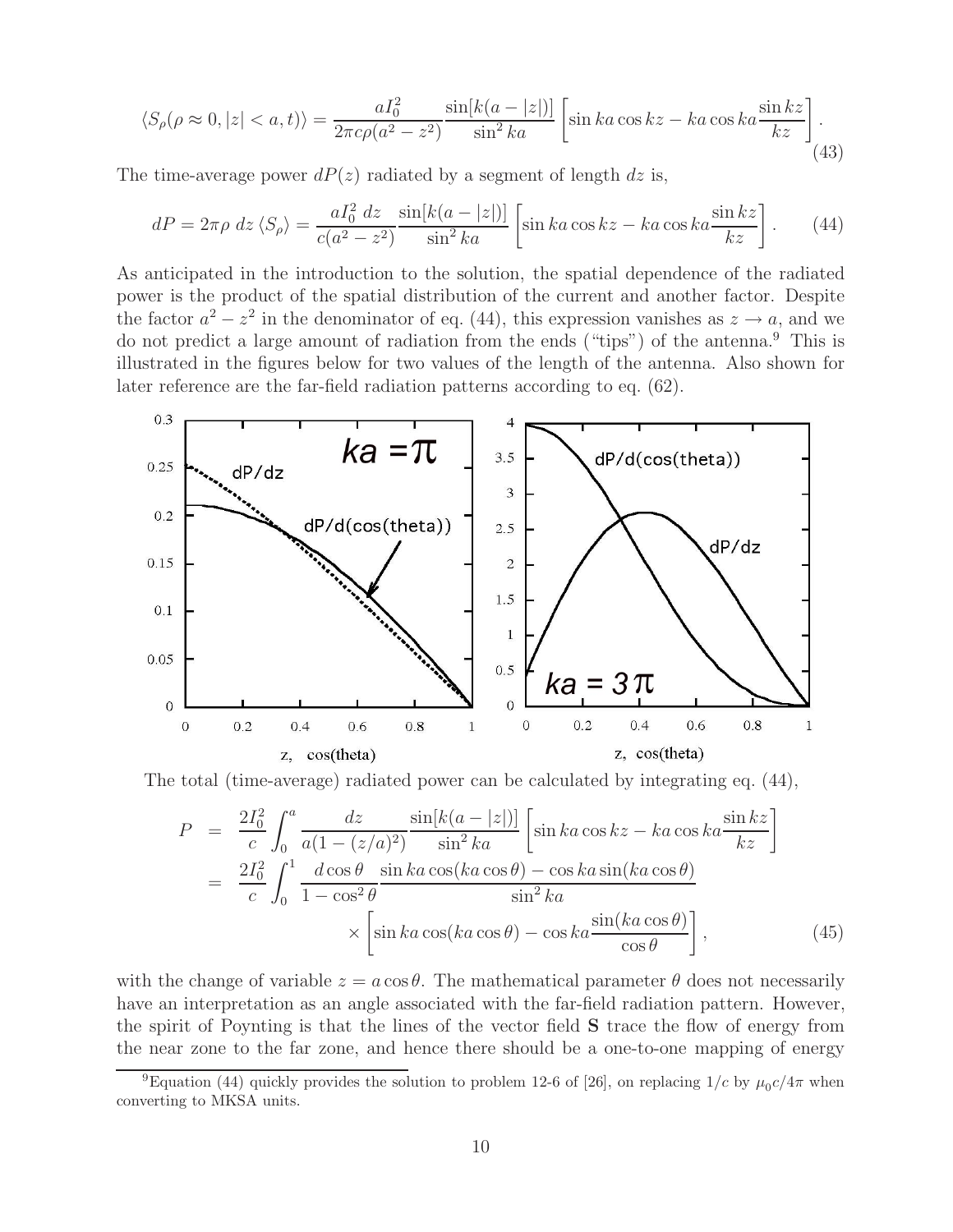$$\langle S_\rho(\rho \approx 0, |z| < a, t)\rangle = \frac{aI_0^2}{2\pi c\rho(a^2 - z^2)} \frac{\sin[k(a - |z|)]}{\sin^2 ka} \left[\sin ka \cos kz - ka \cos ka \frac{\sin kz}{kz}\right]. \tag{43}$$

The time-average power $dP(z)$ radiated by a segment of length $dz$ is,

$$dP = 2\pi\rho\ dz\ \langle S_\rho\rangle = \frac{aI_0^2\ dz}{c(a^2 - z^2)} \frac{\sin[k(a - |z|)]}{\sin^2 ka} \left[\sin ka \cos kz - ka \cos ka \frac{\sin kz}{kz}\right]. \tag{44}$$

As anticipated in the introduction to the solution, the spatial dependence of the radiated power is the product of the spatial distribution of the current and another factor. Despite the factor $a^2 - z^2$ in the denominator of eq. (44), this expression vanishes as $z \to a$, and we do not predict a large amount of radiation from the ends ("tips") of the antenna.[9] This is illustrated in the figures below for two values of the length of the antenna. Also shown for later reference are the far-field radiation patterns according to eq. (62).

The total (time-average) radiated power can be calculated by integrating eq. (44),

$$\begin{aligned} P &= \frac{2I_0^2}{c} \int_0^a \frac{dz}{a(1 - (z/a)^2)} \frac{\sin[k(a - |z|)]}{\sin^2 ka} \left[\sin ka \cos kz - ka \cos ka \frac{\sin kz}{kz}\right] \\ &= \frac{2I_0^2}{c} \int_0^1 \frac{d\cos\theta}{1 - \cos^2\theta} \frac{\sin ka \cos(ka\cos\theta) - \cos ka \sin(ka\cos\theta)}{\sin^2 ka} \\ &\qquad\qquad \times \left[\sin ka \cos(ka\cos\theta) - \cos ka \frac{\sin(ka\cos\theta)}{\cos\theta}\right], \end{aligned} \tag{45}$$

with the change of variable $z = a\cos\theta$. The mathematical parameter $\theta$ does not necessarily have an interpretation as an angle associated with the far-field radiation pattern. However, the spirit of Poynting is that the lines of the vector field $\mathbf{S}$ trace the flow of energy from the near zone to the far zone, and hence there should be a one-to-one mapping of energy

[9] Equation (44) quickly provides the solution to problem 12-6 of [26], on replacing $1/c$ by $\mu_0 c/4\pi$ when converting to MKSA units.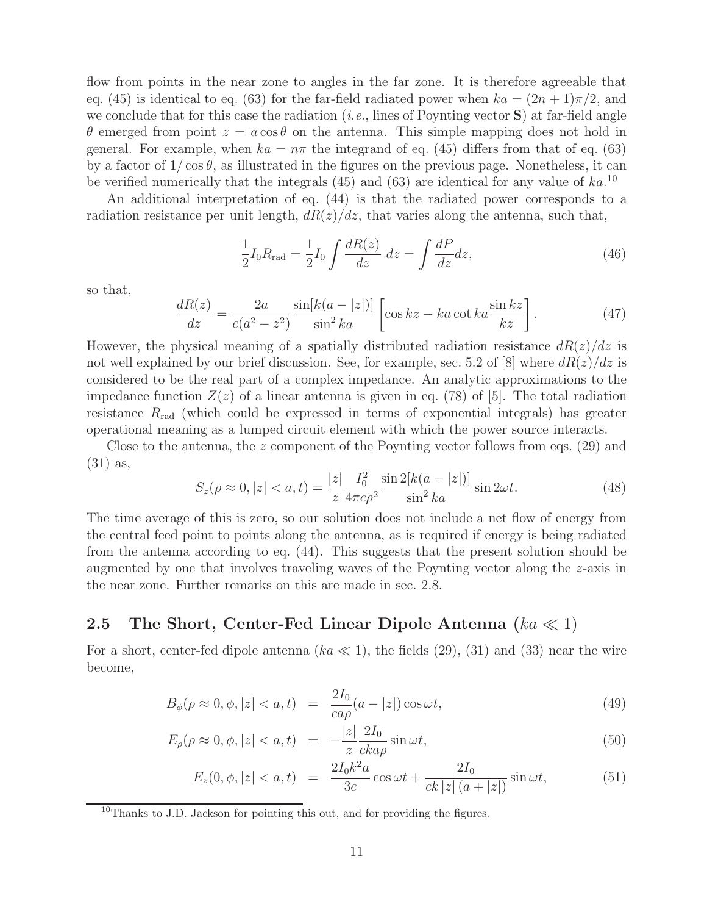flow from points in the near zone to angles in the far zone. It is therefore agreeable that eq. (45) is identical to eq. (63) for the far-field radiated power when $ka = (2n+1)\pi/2$, and we conclude that for this case the radiation (*i.e.*, lines of Poynting vector $\mathbf{S}$) at far-field angle $\theta$ emerged from point $z = a\cos\theta$ on the antenna. This simple mapping does not hold in general. For example, when $ka = n\pi$ the integrand of eq. (45) differs from that of eq. (63) by a factor of $1/\cos\theta$, as illustrated in the figures on the previous page. Nonetheless, it can be verified numerically that the integrals (45) and (63) are identical for any value of $ka$.[10]

An additional interpretation of eq. (44) is that the radiated power corresponds to a radiation resistance per unit length, $dR(z)/dz$, that varies along the antenna, such that,

$$\frac{1}{2} I_0 R_{\rm rad} = \frac{1}{2} I_0 \int \frac{dR(z)}{dz}\, dz = \int \frac{dP}{dz} dz, \tag{46}$$

so that,

$$\frac{dR(z)}{dz} = \frac{2a}{c(a^2 - z^2)} \frac{\sin[k(a - |z|)]}{\sin^2 ka} \left[ \cos kz - ka \cot ka \frac{\sin kz}{kz} \right]. \tag{47}$$

However, the physical meaning of a spatially distributed radiation resistance $dR(z)/dz$ is not well explained by our brief discussion. See, for example, sec. 5.2 of [8] where $dR(z)/dz$ is considered to be the real part of a complex impedance. An analytic approximations to the impedance function $Z(z)$ of a linear antenna is given in eq. (78) of [5]. The total radiation resistance $R_{\rm rad}$ (which could be expressed in terms of exponential integrals) has greater operational meaning as a lumped circuit element with which the power source interacts.

Close to the antenna, the $z$ component of the Poynting vector follows from eqs. (29) and (31) as,

$$S_z(\rho \approx 0, |z| < a, t) = \frac{|z|}{z} \frac{I_0^2}{4\pi c \rho^2} \frac{\sin 2[k(a - |z|)]}{\sin^2 ka} \sin 2\omega t. \tag{48}$$

The time average of this is zero, so our solution does not include a net flow of energy from the central feed point to points along the antenna, as is required if energy is being radiated from the antenna according to eq. (44). This suggests that the present solution should be augmented by one that involves traveling waves of the Poynting vector along the $z$-axis in the near zone. Further remarks on this are made in sec. 2.8.

## 2.5 The Short, Center-Fed Linear Dipole Antenna ($ka \ll 1$)

For a short, center-fed dipole antenna ($ka \ll 1$), the fields (29), (31) and (33) near the wire become,

$$B_\phi(\rho \approx 0, \phi, |z| < a, t) = \frac{2I_0}{ca\rho}(a - |z|)\cos\omega t, \tag{49}$$

$$E_\rho(\rho \approx 0, \phi, |z| < a, t) = -\frac{|z|}{z} \frac{2I_0}{cka\rho} \sin\omega t, \tag{50}$$

$$E_z(0, \phi, |z| < a, t) = \frac{2I_0 k^2 a}{3c} \cos\omega t + \frac{2I_0}{ck\,|z|\,(a + |z|)} \sin\omega t, \tag{51}$$

[10] Thanks to J.D. Jackson for pointing this out, and for providing the figures.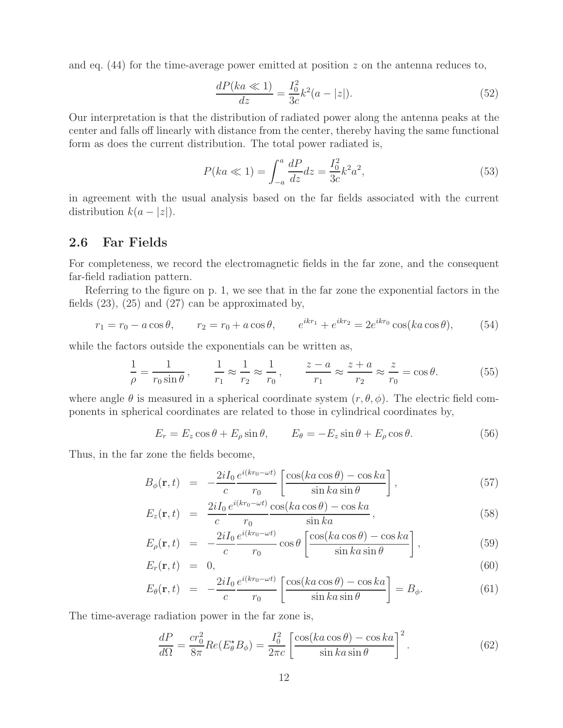and eq. (44) for the time-average power emitted at position $z$ on the antenna reduces to,

$$\frac{dP(ka \ll 1)}{dz} = \frac{I_0^2}{3c} k^2 (a - |z|). \tag{52}$$

Our interpretation is that the distribution of radiated power along the antenna peaks at the center and falls off linearly with distance from the center, thereby having the same functional form as does the current distribution. The total power radiated is,

$$P(ka \ll 1) = \int_{-a}^{a} \frac{dP}{dz} dz = \frac{I_0^2}{3c} k^2 a^2, \tag{53}$$

in agreement with the usual analysis based on the far fields associated with the current distribution $k(a - |z|)$.

## 2.6 Far Fields

For completeness, we record the electromagnetic fields in the far zone, and the consequent far-field radiation pattern.

Referring to the figure on p. 1, we see that in the far zone the exponential factors in the fields (23), (25) and (27) can be approximated by,

$$r_1 = r_0 - a\cos\theta, \qquad r_2 = r_0 + a\cos\theta, \qquad e^{ikr_1} + e^{ikr_2} = 2e^{ikr_0}\cos(ka\cos\theta), \tag{54}$$

while the factors outside the exponentials can be written as,

$$\frac{1}{\rho} = \frac{1}{r_0 \sin\theta}, \qquad \frac{1}{r_1} \approx \frac{1}{r_2} \approx \frac{1}{r_0}, \qquad \frac{z-a}{r_1} \approx \frac{z+a}{r_2} \approx \frac{z}{r_0} = \cos\theta. \tag{55}$$

where angle $\theta$ is measured in a spherical coordinate system $(r, \theta, \phi)$. The electric field components in spherical coordinates are related to those in cylindrical coordinates by,

$$E_r = E_z \cos\theta + E_\rho \sin\theta, \qquad E_\theta = -E_z \sin\theta + E_\rho \cos\theta. \tag{56}$$

Thus, in the far zone the fields become,

$$B_\phi(\mathbf{r}, t) = -\frac{2iI_0}{c} \frac{e^{i(kr_0 - \omega t)}}{r_0} \left[ \frac{\cos(ka\cos\theta) - \cos ka}{\sin ka \sin\theta} \right], \tag{57}$$

$$E_z(\mathbf{r}, t) = \frac{2iI_0}{c} \frac{e^{i(kr_0 - \omega t)}}{r_0} \frac{\cos(ka\cos\theta) - \cos ka}{\sin ka}, \tag{58}$$

$$E_\rho(\mathbf{r}, t) = -\frac{2iI_0}{c} \frac{e^{i(kr_0 - \omega t)}}{r_0} \cos\theta \left[ \frac{\cos(ka\cos\theta) - \cos ka}{\sin ka \sin\theta} \right], \tag{59}$$

$$E_r(\mathbf{r}, t) = 0, \tag{60}$$

$$E_\theta(\mathbf{r}, t) = -\frac{2iI_0}{c} \frac{e^{i(kr_0 - \omega t)}}{r_0} \left[ \frac{\cos(ka\cos\theta) - \cos ka}{\sin ka \sin\theta} \right] = B_\phi. \tag{61}$$

The time-average radiation power in the far zone is,

$$\frac{dP}{d\Omega} = \frac{cr_0^2}{8\pi} Re(E_\theta^\star B_\phi) = \frac{I_0^2}{2\pi c} \left[ \frac{\cos(ka\cos\theta) - \cos ka}{\sin ka \sin\theta} \right]^2. \tag{62}$$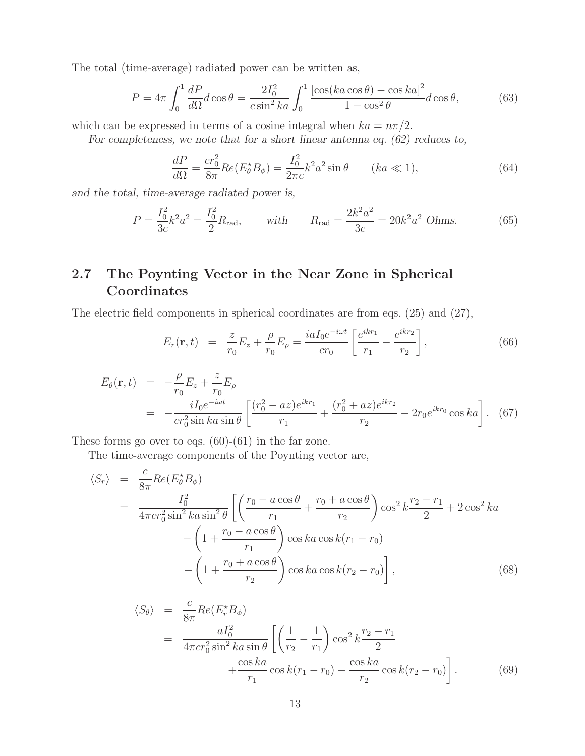The total (time-average) radiated power can be written as,

$$P = 4\pi \int_0^1 \frac{dP}{d\Omega} d\cos\theta = \frac{2I_0^2}{c\sin^2 ka} \int_0^1 \frac{[\cos(ka\cos\theta) - \cos ka]^2}{1-\cos^2\theta} d\cos\theta, \tag{63}$$

which can be expressed in terms of a cosine integral when $ka = n\pi/2$.

*For completeness, we note that for a short linear antenna eq. (62) reduces to,*

$$\frac{dP}{d\Omega} = \frac{cr_0^2}{8\pi} Re(E_\theta^\star B_\phi) = \frac{I_0^2}{2\pi c} k^2 a^2 \sin\theta \qquad (ka \ll 1), \tag{64}$$

*and the total, time-average radiated power is,*

$$P = \frac{I_0^2}{3c} k^2 a^2 = \frac{I_0^2}{2} R_{\rm rad}, \qquad with \qquad R_{\rm rad} = \frac{2k^2a^2}{3c} = 20k^2a^2 \text{ } Ohms. \tag{65}$$

## 2.7 The Poynting Vector in the Near Zone in Spherical Coordinates

The electric field components in spherical coordinates are from eqs. (25) and (27),

$$E_r(\mathbf{r}, t) = \frac{z}{r_0} E_z + \frac{\rho}{r_0} E_\rho = \frac{iaI_0 e^{-i\omega t}}{cr_0} \left[ \frac{e^{ikr_1}}{r_1} - \frac{e^{ikr_2}}{r_2} \right], \tag{66}$$

$$\begin{aligned} E_\theta(\mathbf{r}, t) &= -\frac{\rho}{r_0} E_z + \frac{z}{r_0} E_\rho \\ &= -\frac{iI_0 e^{-i\omega t}}{cr_0^2 \sin ka \sin\theta} \left[ \frac{(r_0^2 - az)e^{ikr_1}}{r_1} + \frac{(r_0^2 + az)e^{ikr_2}}{r_2} - 2r_0 e^{ikr_0} \cos ka \right]. \end{aligned} \tag{67}$$

These forms go over to eqs. (60)-(61) in the far zone.

The time-average components of the Poynting vector are,

$$\begin{aligned} \langle S_r \rangle &= \frac{c}{8\pi} Re(E_\theta^\star B_\phi) \\ &= \frac{I_0^2}{4\pi c r_0^2 \sin^2 ka \sin^2\theta} \left[ \left( \frac{r_0 - a\cos\theta}{r_1} + \frac{r_0 + a\cos\theta}{r_2} \right) \cos^2 k\frac{r_2 - r_1}{2} + 2\cos^2 ka \right. \\ &\qquad - \left( 1 + \frac{r_0 - a\cos\theta}{r_1} \right) \cos ka \cos k(r_1 - r_0) \\ &\qquad \left. - \left( 1 + \frac{r_0 + a\cos\theta}{r_2} \right) \cos ka \cos k(r_2 - r_0) \right], \end{aligned} \tag{68}$$

$$\begin{aligned} \langle S_\theta \rangle &= \frac{c}{8\pi} Re(E_r^\star B_\phi) \\ &= \frac{aI_0^2}{4\pi c r_0^2 \sin^2 ka \sin\theta} \left[ \left( \frac{1}{r_2} - \frac{1}{r_1} \right) \cos^2 k\frac{r_2 - r_1}{2} \right. \\ &\qquad \left. + \frac{\cos ka}{r_1} \cos k(r_1 - r_0) - \frac{\cos ka}{r_2} \cos k(r_2 - r_0) \right]. \end{aligned} \tag{69}$$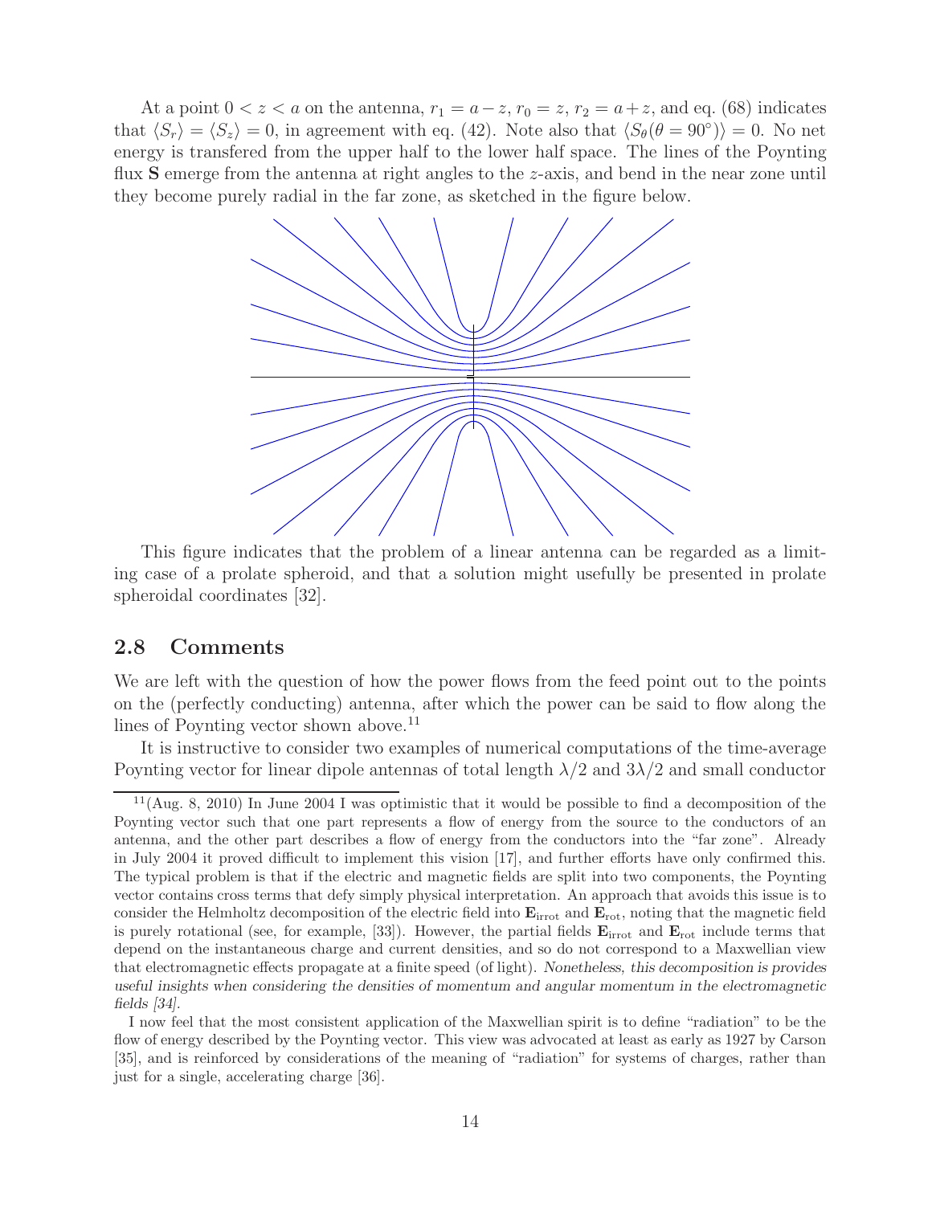At a point $0 < z < a$ on the antenna, $r_1 = a - z$, $r_0 = z$, $r_2 = a + z$, and eq. (68) indicates that $\langle S_r \rangle = \langle S_z \rangle = 0$, in agreement with eq. (42). Note also that $\langle S_\theta(\theta = 90^\circ) \rangle = 0$. No net energy is transfered from the upper half to the lower half space. The lines of the Poynting flux $\mathbf{S}$ emerge from the antenna at right angles to the $z$-axis, and bend in the near zone until they become purely radial in the far zone, as sketched in the figure below.

This figure indicates that the problem of a linear antenna can be regarded as a limiting case of a prolate spheroid, and that a solution might usefully be presented in prolate spheroidal coordinates [32].

## 2.8 Comments

We are left with the question of how the power flows from the feed point out to the points on the (perfectly conducting) antenna, after which the power can be said to flow along the lines of Poynting vector shown above.[11]

It is instructive to consider two examples of numerical computations of the time-average Poynting vector for linear dipole antennas of total length $\lambda/2$ and $3\lambda/2$ and small conductor

[11](Aug. 8, 2010) In June 2004 I was optimistic that it would be possible to find a decomposition of the Poynting vector such that one part represents a flow of energy from the source to the conductors of an antenna, and the other part describes a flow of energy from the conductors into the "far zone". Already in July 2004 it proved difficult to implement this vision [17], and further efforts have only confirmed this. The typical problem is that if the electric and magnetic fields are split into two components, the Poynting vector contains cross terms that defy simply physical interpretation. An approach that avoids this issue is to consider the Helmholtz decomposition of the electric field into $\mathbf{E}_{\rm irrot}$ and $\mathbf{E}_{\rm rot}$, noting that the magnetic field is purely rotational (see, for example, [33]). However, the partial fields $\mathbf{E}_{\rm irrot}$ and $\mathbf{E}_{\rm rot}$ include terms that depend on the instantaneous charge and current densities, and so do not correspond to a Maxwellian view that electromagnetic effects propagate at a finite speed (of light). *Nonetheless, this decomposition is provides useful insights when considering the densities of momentum and angular momentum in the electromagnetic fields [34].*

I now feel that the most consistent application of the Maxwellian spirit is to define "radiation" to be the flow of energy described by the Poynting vector. This view was advocated at least as early as 1927 by Carson [35], and is reinforced by considerations of the meaning of "radiation" for systems of charges, rather than just for a single, accelerating charge [36].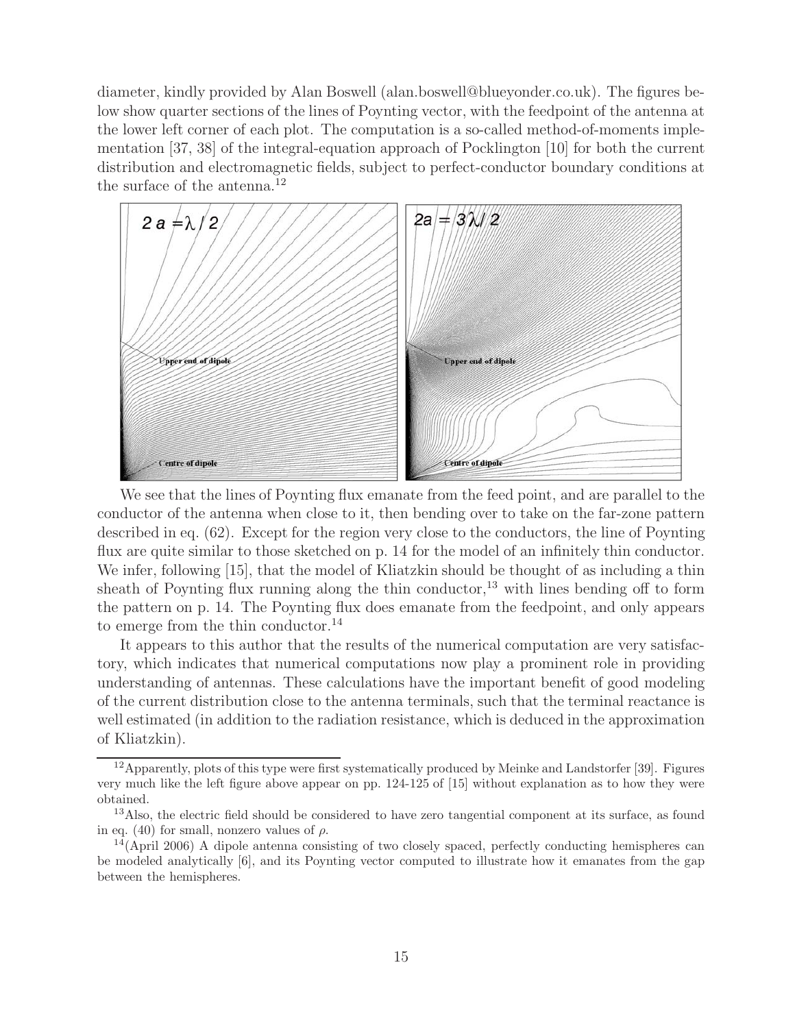diameter, kindly provided by Alan Boswell (alan.boswell@blueyonder.co.uk). The figures below show quarter sections of the lines of Poynting vector, with the feedpoint of the antenna at the lower left corner of each plot. The computation is a so-called method-of-moments implementation [37, 38] of the integral-equation approach of Pocklington [10] for both the current distribution and electromagnetic fields, subject to perfect-conductor boundary conditions at the surface of the antenna.[12]

We see that the lines of Poynting flux emanate from the feed point, and are parallel to the conductor of the antenna when close to it, then bending over to take on the far-zone pattern described in eq. (62). Except for the region very close to the conductors, the line of Poynting flux are quite similar to those sketched on p. 14 for the model of an infinitely thin conductor. We infer, following [15], that the model of Kliatzkin should be thought of as including a thin sheath of Poynting flux running along the thin conductor,[13] with lines bending off to form the pattern on p. 14. The Poynting flux does emanate from the feedpoint, and only appears to emerge from the thin conductor.[14]

It appears to this author that the results of the numerical computation are very satisfactory, which indicates that numerical computations now play a prominent role in providing understanding of antennas. These calculations have the important benefit of good modeling of the current distribution close to the antenna terminals, such that the terminal reactance is well estimated (in addition to the radiation resistance, which is deduced in the approximation of Kliatzkin).

[12] Apparently, plots of this type were first systematically produced by Meinke and Landstorfer [39]. Figures very much like the left figure above appear on pp. 124-125 of [15] without explanation as to how they were obtained.

[13] Also, the electric field should be considered to have zero tangential component at its surface, as found in eq. (40) for small, nonzero values of $\rho$.

[14] (April 2006) A dipole antenna consisting of two closely spaced, perfectly conducting hemispheres can be modeled analytically [6], and its Poynting vector computed to illustrate how it emanates from the gap between the hemispheres.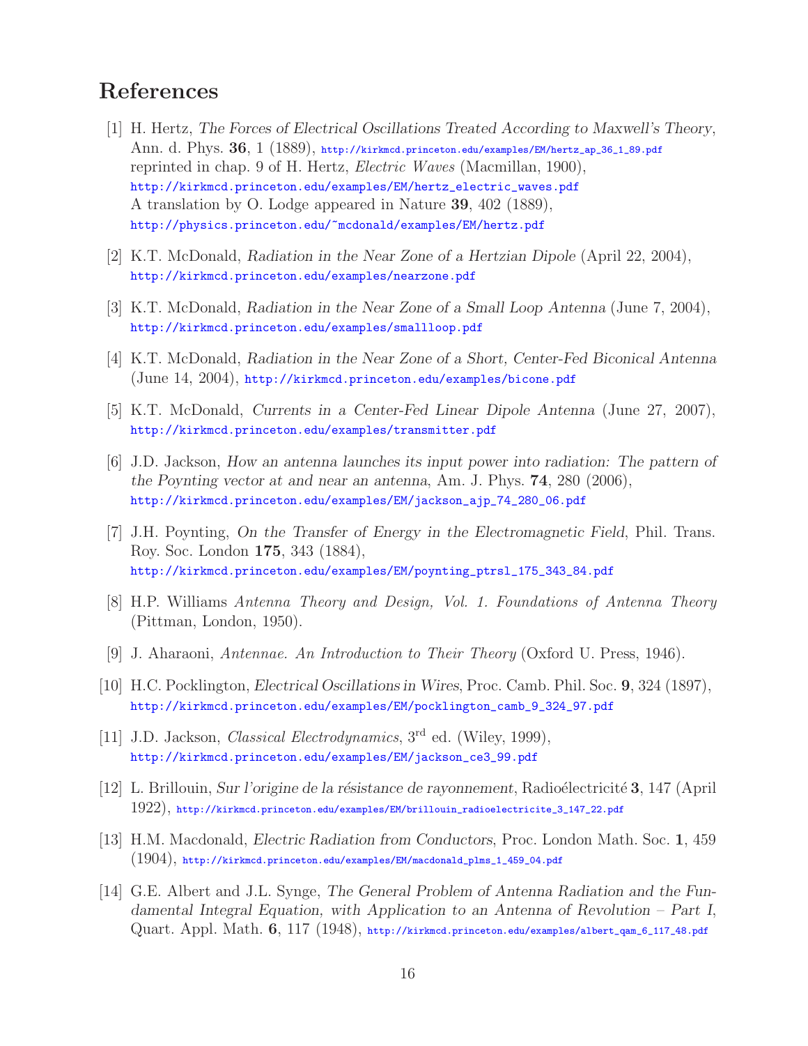## References

[1] H. Hertz, *The Forces of Electrical Oscillations Treated According to Maxwell's Theory*, Ann. d. Phys. **36**, 1 (1889), http://kirkmcd.princeton.edu/examples/EM/hertz_ap_36_1_89.pdf
reprinted in chap. 9 of H. Hertz, *Electric Waves* (Macmillan, 1900),
http://kirkmcd.princeton.edu/examples/EM/hertz_electric_waves.pdf
A translation by O. Lodge appeared in Nature **39**, 402 (1889),
http://physics.princeton.edu/~mcdonald/examples/EM/hertz.pdf

[2] K.T. McDonald, *Radiation in the Near Zone of a Hertzian Dipole* (April 22, 2004),
http://kirkmcd.princeton.edu/examples/nearzone.pdf

[3] K.T. McDonald, *Radiation in the Near Zone of a Small Loop Antenna* (June 7, 2004),
http://kirkmcd.princeton.edu/examples/smallloop.pdf

[4] K.T. McDonald, *Radiation in the Near Zone of a Short, Center-Fed Biconical Antenna* (June 14, 2004), http://kirkmcd.princeton.edu/examples/bicone.pdf

[5] K.T. McDonald, *Currents in a Center-Fed Linear Dipole Antenna* (June 27, 2007),
http://kirkmcd.princeton.edu/examples/transmitter.pdf

[6] J.D. Jackson, *How an antenna launches its input power into radiation: The pattern of the Poynting vector at and near an antenna*, Am. J. Phys. **74**, 280 (2006),
http://kirkmcd.princeton.edu/examples/EM/jackson_ajp_74_280_06.pdf

[7] J.H. Poynting, *On the Transfer of Energy in the Electromagnetic Field*, Phil. Trans. Roy. Soc. London **175**, 343 (1884),
http://kirkmcd.princeton.edu/examples/EM/poynting_ptrsl_175_343_84.pdf

[8] H.P. Williams *Antenna Theory and Design, Vol. 1. Foundations of Antenna Theory* (Pittman, London, 1950).

[9] J. Aharaoni, *Antennae. An Introduction to Their Theory* (Oxford U. Press, 1946).

[10] H.C. Pocklington, *Electrical Oscillations in Wires*, Proc. Camb. Phil. Soc. **9**, 324 (1897),
http://kirkmcd.princeton.edu/examples/EM/pocklington_camb_9_324_97.pdf

[11] J.D. Jackson, *Classical Electrodynamics*, 3rd ed. (Wiley, 1999),
http://kirkmcd.princeton.edu/examples/EM/jackson_ce3_99.pdf

[12] L. Brillouin, *Sur l'origine de la résistance de rayonnement*, Radioélectricité **3**, 147 (April 1922), http://kirkmcd.princeton.edu/examples/EM/brillouin_radioelectricite_3_147_22.pdf

[13] H.M. Macdonald, *Electric Radiation from Conductors*, Proc. London Math. Soc. **1**, 459 (1904), http://kirkmcd.princeton.edu/examples/EM/macdonald_plms_1_459_04.pdf

[14] G.E. Albert and J.L. Synge, *The General Problem of Antenna Radiation and the Fundamental Integral Equation, with Application to an Antenna of Revolution – Part I*, Quart. Appl. Math. **6**, 117 (1948), http://kirkmcd.princeton.edu/examples/albert_qam_6_117_48.pdf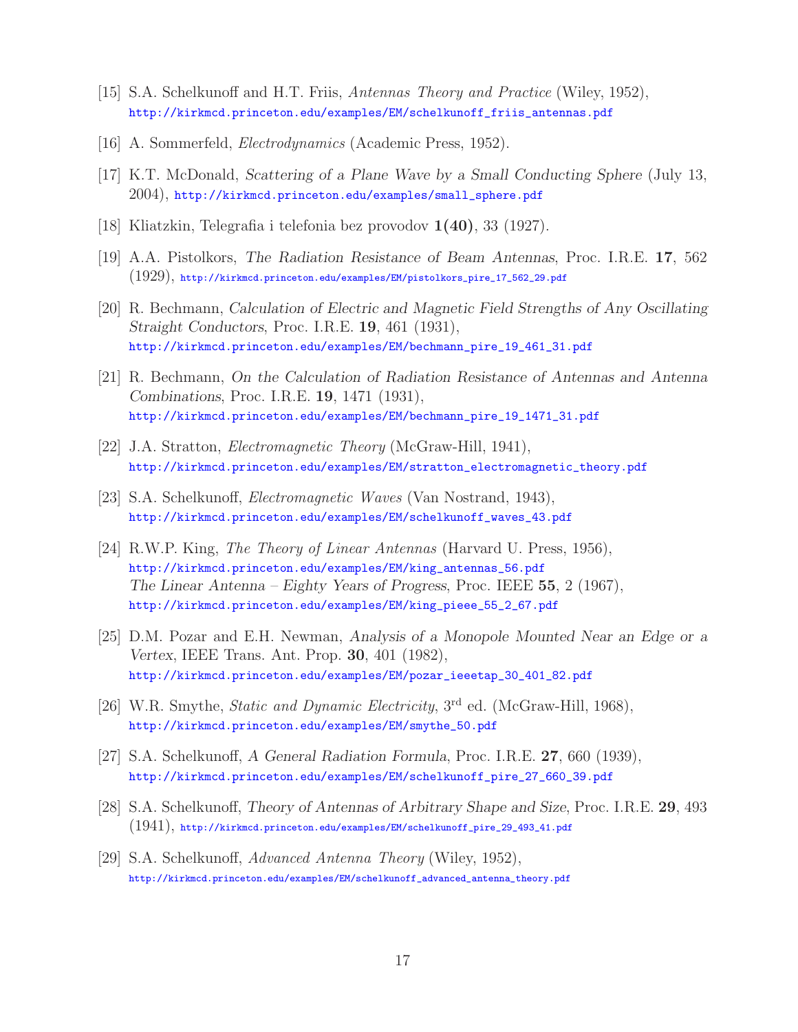[15] S.A. Schelkunoff and H.T. Friis, *Antennas Theory and Practice* (Wiley, 1952), http://kirkmcd.princeton.edu/examples/EM/schelkunoff_friis_antennas.pdf

[16] A. Sommerfeld, *Electrodynamics* (Academic Press, 1952).

[17] K.T. McDonald, *Scattering of a Plane Wave by a Small Conducting Sphere* (July 13, 2004), http://kirkmcd.princeton.edu/examples/small_sphere.pdf

[18] Kliatzkin, Telegrafia i telefonia bez provodov **1(40)**, 33 (1927).

[19] A.A. Pistolkors, *The Radiation Resistance of Beam Antennas*, Proc. I.R.E. **17**, 562 (1929), http://kirkmcd.princeton.edu/examples/EM/pistolkors_pire_17_562_29.pdf

[20] R. Bechmann, *Calculation of Electric and Magnetic Field Strengths of Any Oscillating Straight Conductors*, Proc. I.R.E. **19**, 461 (1931), http://kirkmcd.princeton.edu/examples/EM/bechmann_pire_19_461_31.pdf

[21] R. Bechmann, *On the Calculation of Radiation Resistance of Antennas and Antenna Combinations*, Proc. I.R.E. **19**, 1471 (1931), http://kirkmcd.princeton.edu/examples/EM/bechmann_pire_19_1471_31.pdf

[22] J.A. Stratton, *Electromagnetic Theory* (McGraw-Hill, 1941), http://kirkmcd.princeton.edu/examples/EM/stratton_electromagnetic_theory.pdf

[23] S.A. Schelkunoff, *Electromagnetic Waves* (Van Nostrand, 1943), http://kirkmcd.princeton.edu/examples/EM/schelkunoff_waves_43.pdf

[24] R.W.P. King, *The Theory of Linear Antennas* (Harvard U. Press, 1956), http://kirkmcd.princeton.edu/examples/EM/king_antennas_56.pdf
*The Linear Antenna – Eighty Years of Progress*, Proc. IEEE **55**, 2 (1967), http://kirkmcd.princeton.edu/examples/EM/king_pieee_55_2_67.pdf

[25] D.M. Pozar and E.H. Newman, *Analysis of a Monopole Mounted Near an Edge or a Vertex*, IEEE Trans. Ant. Prop. **30**, 401 (1982), http://kirkmcd.princeton.edu/examples/EM/pozar_ieeetap_30_401_82.pdf

[26] W.R. Smythe, *Static and Dynamic Electricity*, 3rd ed. (McGraw-Hill, 1968), http://kirkmcd.princeton.edu/examples/EM/smythe_50.pdf

[27] S.A. Schelkunoff, *A General Radiation Formula*, Proc. I.R.E. **27**, 660 (1939), http://kirkmcd.princeton.edu/examples/EM/schelkunoff_pire_27_660_39.pdf

[28] S.A. Schelkunoff, *Theory of Antennas of Arbitrary Shape and Size*, Proc. I.R.E. **29**, 493 (1941), http://kirkmcd.princeton.edu/examples/EM/schelkunoff_pire_29_493_41.pdf

[29] S.A. Schelkunoff, *Advanced Antenna Theory* (Wiley, 1952), http://kirkmcd.princeton.edu/examples/EM/schelkunoff_advanced_antenna_theory.pdf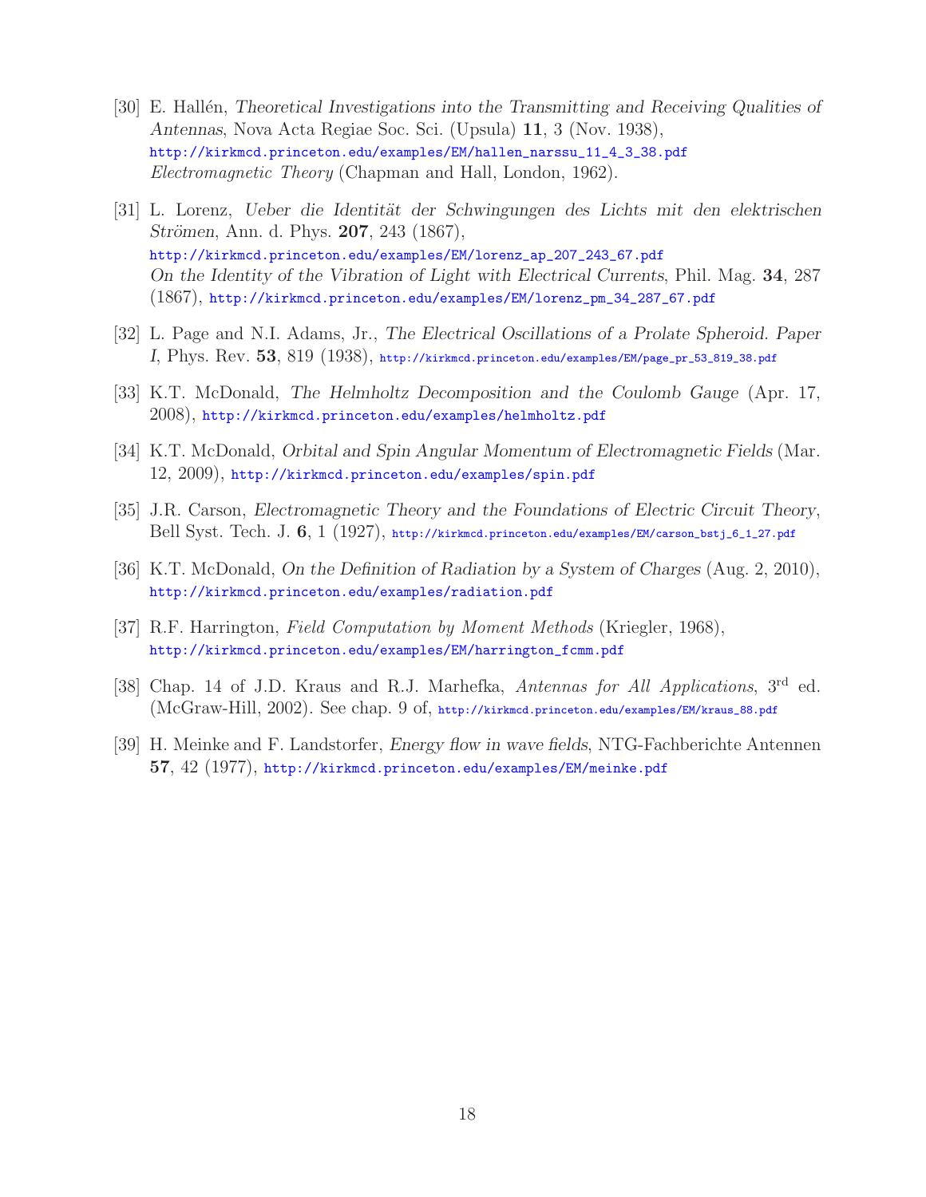[30] E. Hallén, *Theoretical Investigations into the Transmitting and Receiving Qualities of Antennas*, Nova Acta Regiae Soc. Sci. (Upsula) **11**, 3 (Nov. 1938), http://kirkmcd.princeton.edu/examples/EM/hallen_narssu_11_4_3_38.pdf
*Electromagnetic Theory* (Chapman and Hall, London, 1962).

[31] L. Lorenz, *Ueber die Identität der Schwingungen des Lichts mit den elektrischen Strömen*, Ann. d. Phys. **207**, 243 (1867), http://kirkmcd.princeton.edu/examples/EM/lorenz_ap_207_243_67.pdf
*On the Identity of the Vibration of Light with Electrical Currents*, Phil. Mag. **34**, 287 (1867), http://kirkmcd.princeton.edu/examples/EM/lorenz_pm_34_287_67.pdf

[32] L. Page and N.I. Adams, Jr., *The Electrical Oscillations of a Prolate Spheroid. Paper I*, Phys. Rev. **53**, 819 (1938), http://kirkmcd.princeton.edu/examples/EM/page_pr_53_819_38.pdf

[33] K.T. McDonald, *The Helmholtz Decomposition and the Coulomb Gauge* (Apr. 17, 2008), http://kirkmcd.princeton.edu/examples/helmholtz.pdf

[34] K.T. McDonald, *Orbital and Spin Angular Momentum of Electromagnetic Fields* (Mar. 12, 2009), http://kirkmcd.princeton.edu/examples/spin.pdf

[35] J.R. Carson, *Electromagnetic Theory and the Foundations of Electric Circuit Theory*, Bell Syst. Tech. J. **6**, 1 (1927), http://kirkmcd.princeton.edu/examples/EM/carson_bstj_6_1_27.pdf

[36] K.T. McDonald, *On the Definition of Radiation by a System of Charges* (Aug. 2, 2010), http://kirkmcd.princeton.edu/examples/radiation.pdf

[37] R.F. Harrington, *Field Computation by Moment Methods* (Kriegler, 1968), http://kirkmcd.princeton.edu/examples/EM/harrington_fcmm.pdf

[38] Chap. 14 of J.D. Kraus and R.J. Marhefka, *Antennas for All Applications*, 3rd ed. (McGraw-Hill, 2002). See chap. 9 of, http://kirkmcd.princeton.edu/examples/EM/kraus_88.pdf

[39] H. Meinke and F. Landstorfer, *Energy flow in wave fields*, NTG-Fachberichte Antennen **57**, 42 (1977), http://kirkmcd.princeton.edu/examples/EM/meinke.pdf